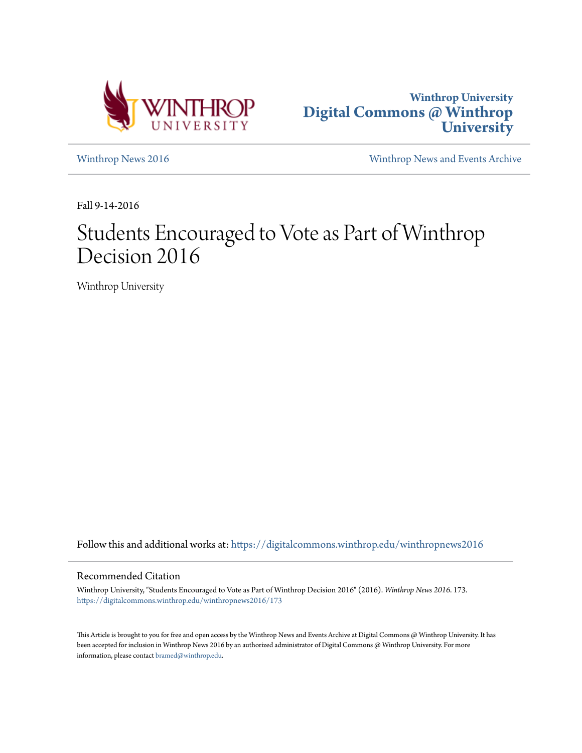Winthrop University
**Digital Commons @ Winthrop University**

Winthrop News 2016 | Winthrop News and Events Archive

Fall 9-14-2016

# Students Encouraged to Vote as Part of Winthrop Decision 2016

Winthrop University

Follow this and additional works at: https://digitalcommons.winthrop.edu/winthropnews2016

## Recommended Citation

Winthrop University, "Students Encouraged to Vote as Part of Winthrop Decision 2016" (2016). *Winthrop News 2016*. 173.
https://digitalcommons.winthrop.edu/winthropnews2016/173

This Article is brought to you for free and open access by the Winthrop News and Events Archive at Digital Commons @ Winthrop University. It has been accepted for inclusion in Winthrop News 2016 by an authorized administrator of Digital Commons @ Winthrop University. For more information, please contact bramed@winthrop.edu.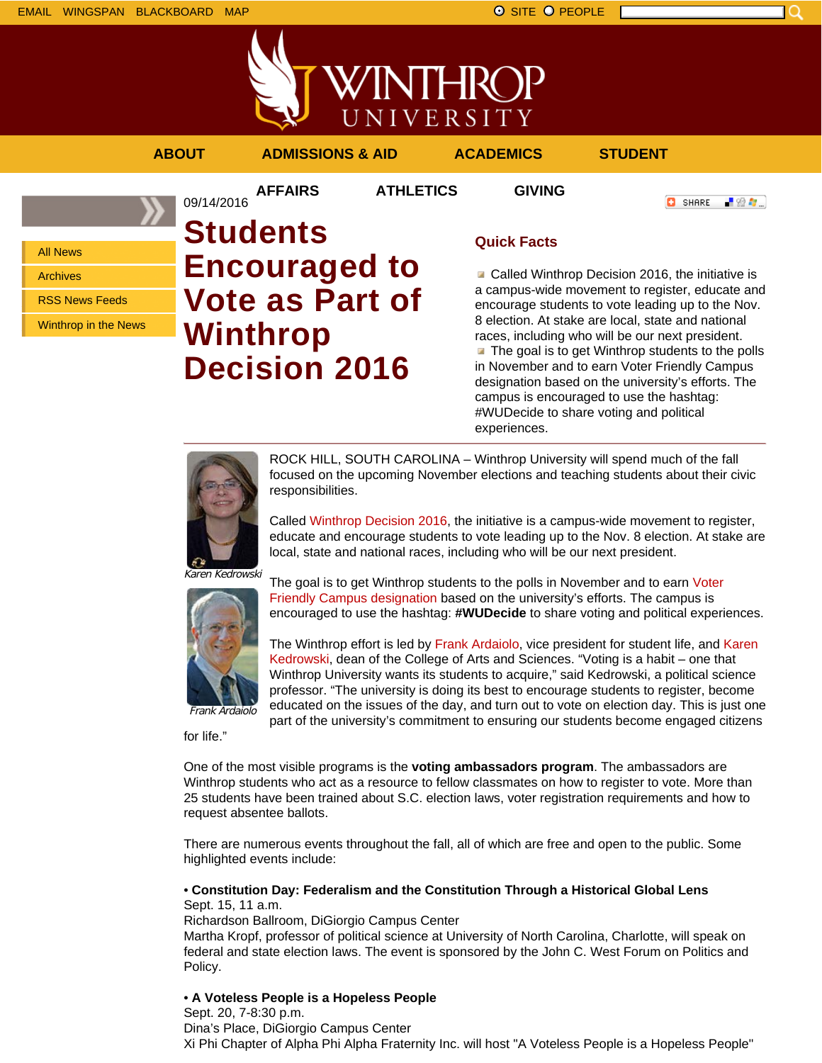EMAIL WINGSPAN BLACKBOARD MAP

SITE PEOPLE

ABOUT ADMISSIONS & AID ACADEMICS STUDENT AFFAIRS ATHLETICS GIVING

- All News
- Archives
- RSS News Feeds
- Winthrop in the News

09/14/2016

# Students Encouraged to Vote as Part of Winthrop Decision 2016

## Quick Facts

- Called Winthrop Decision 2016, the initiative is a campus-wide movement to register, educate and encourage students to vote leading up to the Nov. 8 election. At stake are local, state and national races, including who will be our next president.
- The goal is to get Winthrop students to the polls in November and to earn Voter Friendly Campus designation based on the university's efforts. The campus is encouraged to use the hashtag: #WUDecide to share voting and political experiences.

---

*Karen Kedrowski*

*Frank Ardaiolo*

ROCK HILL, SOUTH CAROLINA – Winthrop University will spend much of the fall focused on the upcoming November elections and teaching students about their civic responsibilities.

Called Winthrop Decision 2016, the initiative is a campus-wide movement to register, educate and encourage students to vote leading up to the Nov. 8 election. At stake are local, state and national races, including who will be our next president.

The goal is to get Winthrop students to the polls in November and to earn Voter Friendly Campus designation based on the university's efforts. The campus is encouraged to use the hashtag: **#WUDecide** to share voting and political experiences.

The Winthrop effort is led by Frank Ardaiolo, vice president for student life, and Karen Kedrowski, dean of the College of Arts and Sciences. "Voting is a habit – one that Winthrop University wants its students to acquire," said Kedrowski, a political science professor. "The university is doing its best to encourage students to register, become educated on the issues of the day, and turn out to vote on election day. This is just one part of the university's commitment to ensuring our students become engaged citizens for life."

One of the most visible programs is the **voting ambassadors program**. The ambassadors are Winthrop students who act as a resource to fellow classmates on how to register to vote. More than 25 students have been trained about S.C. election laws, voter registration requirements and how to request absentee ballots.

There are numerous events throughout the fall, all of which are free and open to the public. Some highlighted events include:

**• Constitution Day: Federalism and the Constitution Through a Historical Global Lens**
Sept. 15, 11 a.m.
Richardson Ballroom, DiGiorgio Campus Center
Martha Kropf, professor of political science at University of North Carolina, Charlotte, will speak on federal and state election laws. The event is sponsored by the John C. West Forum on Politics and Policy.

**• A Voteless People is a Hopeless People**
Sept. 20, 7-8:30 p.m.
Dina's Place, DiGiorgio Campus Center
Xi Phi Chapter of Alpha Phi Alpha Fraternity Inc. will host "A Voteless People is a Hopeless People"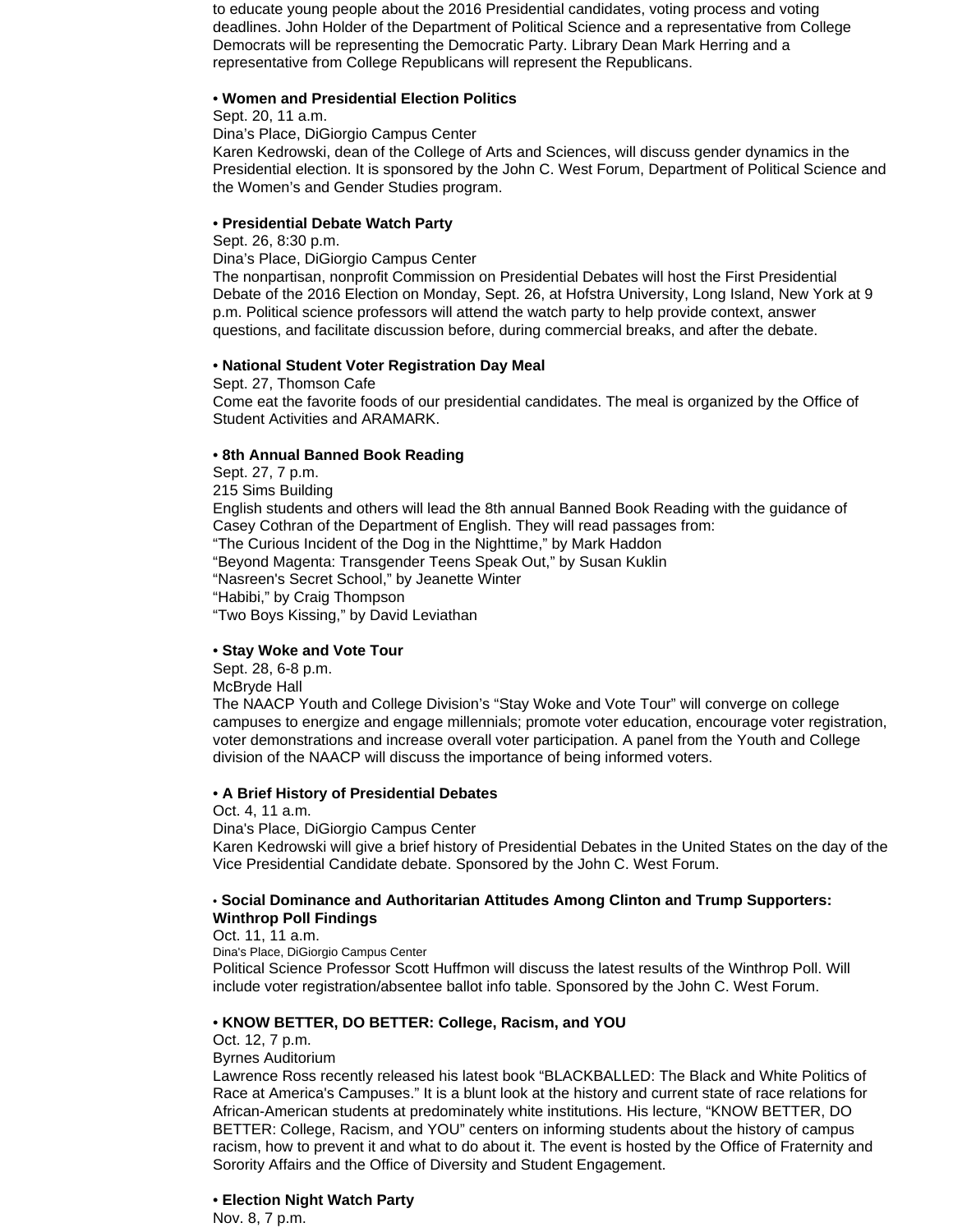to educate young people about the 2016 Presidential candidates, voting process and voting deadlines. John Holder of the Department of Political Science and a representative from College Democrats will be representing the Democratic Party. Library Dean Mark Herring and a representative from College Republicans will represent the Republicans.

• **Women and Presidential Election Politics**
Sept. 20, 11 a.m.
Dina's Place, DiGiorgio Campus Center
Karen Kedrowski, dean of the College of Arts and Sciences, will discuss gender dynamics in the Presidential election. It is sponsored by the John C. West Forum, Department of Political Science and the Women's and Gender Studies program.

• **Presidential Debate Watch Party**
Sept. 26, 8:30 p.m.
Dina's Place, DiGiorgio Campus Center
The nonpartisan, nonprofit Commission on Presidential Debates will host the First Presidential Debate of the 2016 Election on Monday, Sept. 26, at Hofstra University, Long Island, New York at 9 p.m. Political science professors will attend the watch party to help provide context, answer questions, and facilitate discussion before, during commercial breaks, and after the debate.

• **National Student Voter Registration Day Meal**
Sept. 27, Thomson Cafe
Come eat the favorite foods of our presidential candidates. The meal is organized by the Office of Student Activities and ARAMARK.

• **8th Annual Banned Book Reading**
Sept. 27, 7 p.m.
215 Sims Building
English students and others will lead the 8th annual Banned Book Reading with the guidance of Casey Cothran of the Department of English. They will read passages from:
"The Curious Incident of the Dog in the Nighttime," by Mark Haddon
"Beyond Magenta: Transgender Teens Speak Out," by Susan Kuklin
"Nasreen's Secret School," by Jeanette Winter
"Habibi," by Craig Thompson
"Two Boys Kissing," by David Leviathan

• **Stay Woke and Vote Tour**
Sept. 28, 6-8 p.m.
McBryde Hall
The NAACP Youth and College Division's "Stay Woke and Vote Tour" will converge on college campuses to energize and engage millennials; promote voter education, encourage voter registration, voter demonstrations and increase overall voter participation. A panel from the Youth and College division of the NAACP will discuss the importance of being informed voters.

• **A Brief History of Presidential Debates**
Oct. 4, 11 a.m.
Dina's Place, DiGiorgio Campus Center
Karen Kedrowski will give a brief history of Presidential Debates in the United States on the day of the Vice Presidential Candidate debate. Sponsored by the John C. West Forum.

• **Social Dominance and Authoritarian Attitudes Among Clinton and Trump Supporters: Winthrop Poll Findings**
Oct. 11, 11 a.m.
Dina's Place, DiGiorgio Campus Center
Political Science Professor Scott Huffmon will discuss the latest results of the Winthrop Poll. Will include voter registration/absentee ballot info table. Sponsored by the John C. West Forum.

• **KNOW BETTER, DO BETTER: College, Racism, and YOU**
Oct. 12, 7 p.m.
Byrnes Auditorium
Lawrence Ross recently released his latest book "BLACKBALLED: The Black and White Politics of Race at America's Campuses." It is a blunt look at the history and current state of race relations for African-American students at predominately white institutions. His lecture, "KNOW BETTER, DO BETTER: College, Racism, and YOU" centers on informing students about the history of campus racism, how to prevent it and what to do about it. The event is hosted by the Office of Fraternity and Sorority Affairs and the Office of Diversity and Student Engagement.

• **Election Night Watch Party**
Nov. 8, 7 p.m.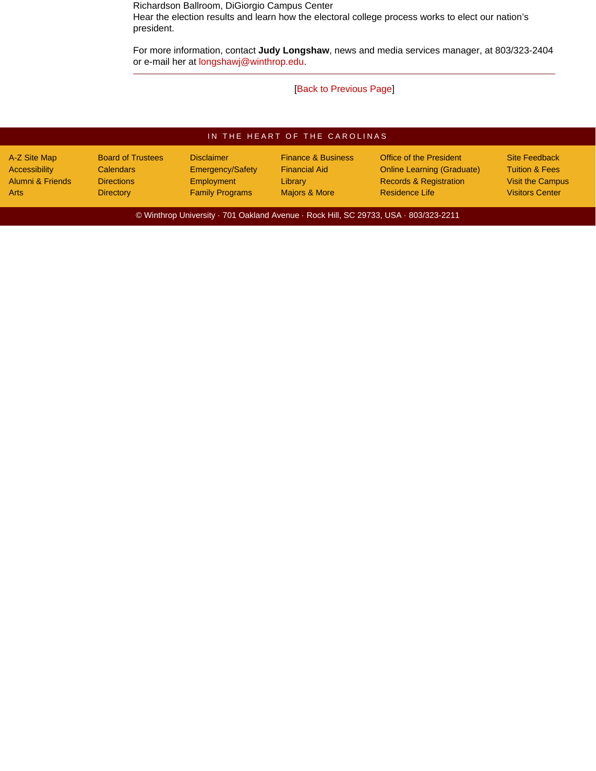Richardson Ballroom, DiGiorgio Campus Center
Hear the election results and learn how the electoral college process works to elect our nation's president.

For more information, contact **Judy Longshaw**, news and media services manager, at 803/323-2404 or e-mail her at longshawj@winthrop.edu.

---

[Back to Previous Page]

IN THE HEART OF THE CAROLINAS

| | | | | | |
|---|---|---|---|---|---|
| A-Z Site Map | Board of Trustees | Disclaimer | Finance & Business | Office of the President | Site Feedback |
| Accessibility | Calendars | Emergency/Safety | Financial Aid | Online Learning (Graduate) | Tuition & Fees |
| Alumni & Friends | Directions | Employment | Library | Records & Registration | Visit the Campus |
| Arts | Directory | Family Programs | Majors & More | Residence Life | Visitors Center |

© Winthrop University · 701 Oakland Avenue · Rock Hill, SC 29733, USA · 803/323-2211